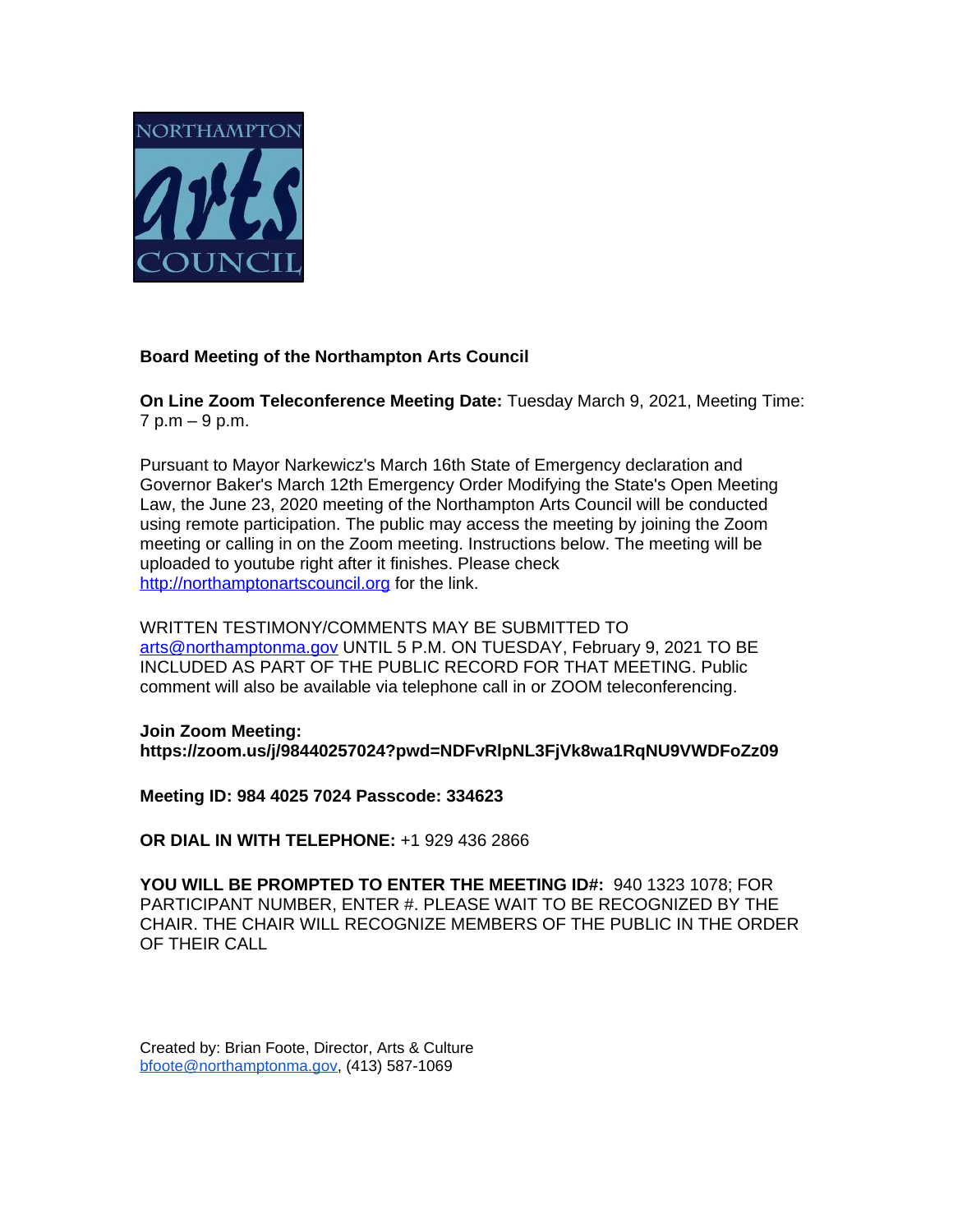NORTHAMPTON arts COUNCIL

**Board Meeting of the Northampton Arts Council**

**On Line Zoom Teleconference Meeting Date:** Tuesday March 9, 2021, Meeting Time: 7 p.m – 9 p.m.

Pursuant to Mayor Narkewicz's March 16th State of Emergency declaration and Governor Baker's March 12th Emergency Order Modifying the State's Open Meeting Law, the June 23, 2020 meeting of the Northampton Arts Council will be conducted using remote participation. The public may access the meeting by joining the Zoom meeting or calling in on the Zoom meeting. Instructions below. The meeting will be uploaded to youtube right after it finishes. Please check http://northamptonartscouncil.org for the link.

WRITTEN TESTIMONY/COMMENTS MAY BE SUBMITTED TO arts@northamptonma.gov UNTIL 5 P.M. ON TUESDAY, February 9, 2021 TO BE INCLUDED AS PART OF THE PUBLIC RECORD FOR THAT MEETING. Public comment will also be available via telephone call in or ZOOM teleconferencing.

**Join Zoom Meeting:**
**https://zoom.us/j/98440257024?pwd=NDFvRlpNL3FjVk8wa1RqNU9VWDFoZz09**

**Meeting ID: 984 4025 7024 Passcode: 334623**

**OR DIAL IN WITH TELEPHONE:** +1 929 436 2866

**YOU WILL BE PROMPTED TO ENTER THE MEETING ID#:** 940 1323 1078; FOR PARTICIPANT NUMBER, ENTER #. PLEASE WAIT TO BE RECOGNIZED BY THE CHAIR. THE CHAIR WILL RECOGNIZE MEMBERS OF THE PUBLIC IN THE ORDER OF THEIR CALL

Created by: Brian Foote, Director, Arts & Culture
bfoote@northamptonma.gov, (413) 587-1069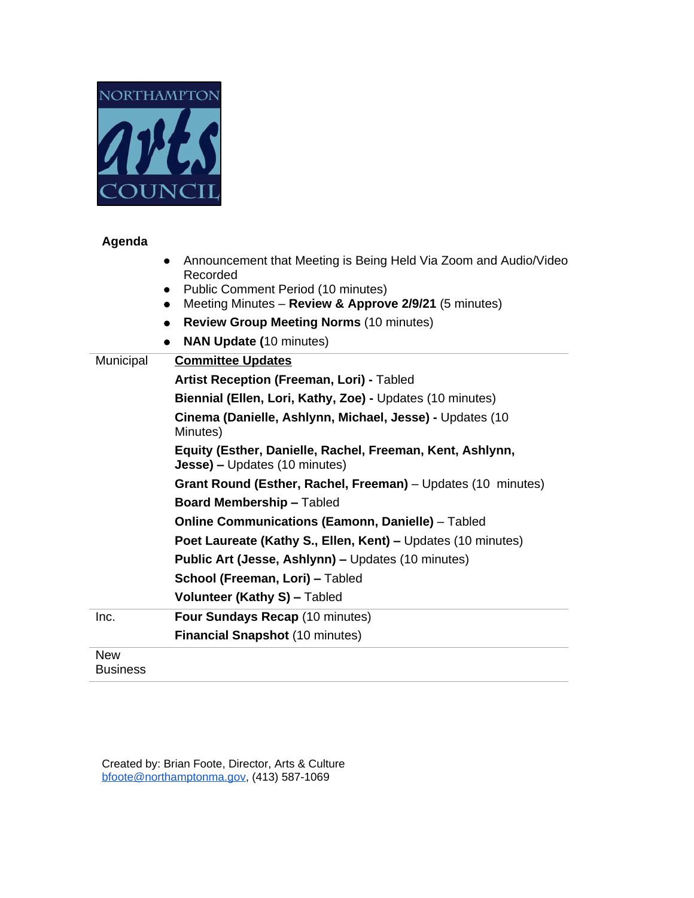NORTHAMPTON arts COUNCIL

**Agenda**

- Announcement that Meeting is Being Held Via Zoom and Audio/Video Recorded
- Public Comment Period (10 minutes)
- Meeting Minutes – **Review & Approve 2/9/21** (5 minutes)
- **Review Group Meeting Norms** (10 minutes)
- **NAN Update (**10 minutes)

| | |
|---|---|
| Municipal | **Committee Updates** |
| | **Artist Reception (Freeman, Lori) -** Tabled |
| | **Biennial (Ellen, Lori, Kathy, Zoe) -** Updates (10 minutes) |
| | **Cinema (Danielle, Ashlynn, Michael, Jesse) -** Updates (10 Minutes) |
| | **Equity (Esther, Danielle, Rachel, Freeman, Kent, Ashlynn, Jesse) –** Updates (10 minutes) |
| | **Grant Round (Esther, Rachel, Freeman)** – Updates (10 minutes) |
| | **Board Membership –** Tabled |
| | **Online Communications (Eamonn, Danielle)** – Tabled |
| | **Poet Laureate (Kathy S., Ellen, Kent) –** Updates (10 minutes) |
| | **Public Art (Jesse, Ashlynn) –** Updates (10 minutes) |
| | **School (Freeman, Lori) –** Tabled |
| | **Volunteer (Kathy S) –** Tabled |
| Inc. | **Four Sundays Recap** (10 minutes) |
| | **Financial Snapshot** (10 minutes) |
| New Business | |

Created by: Brian Foote, Director, Arts & Culture
bfoote@northamptonma.gov, (413) 587-1069